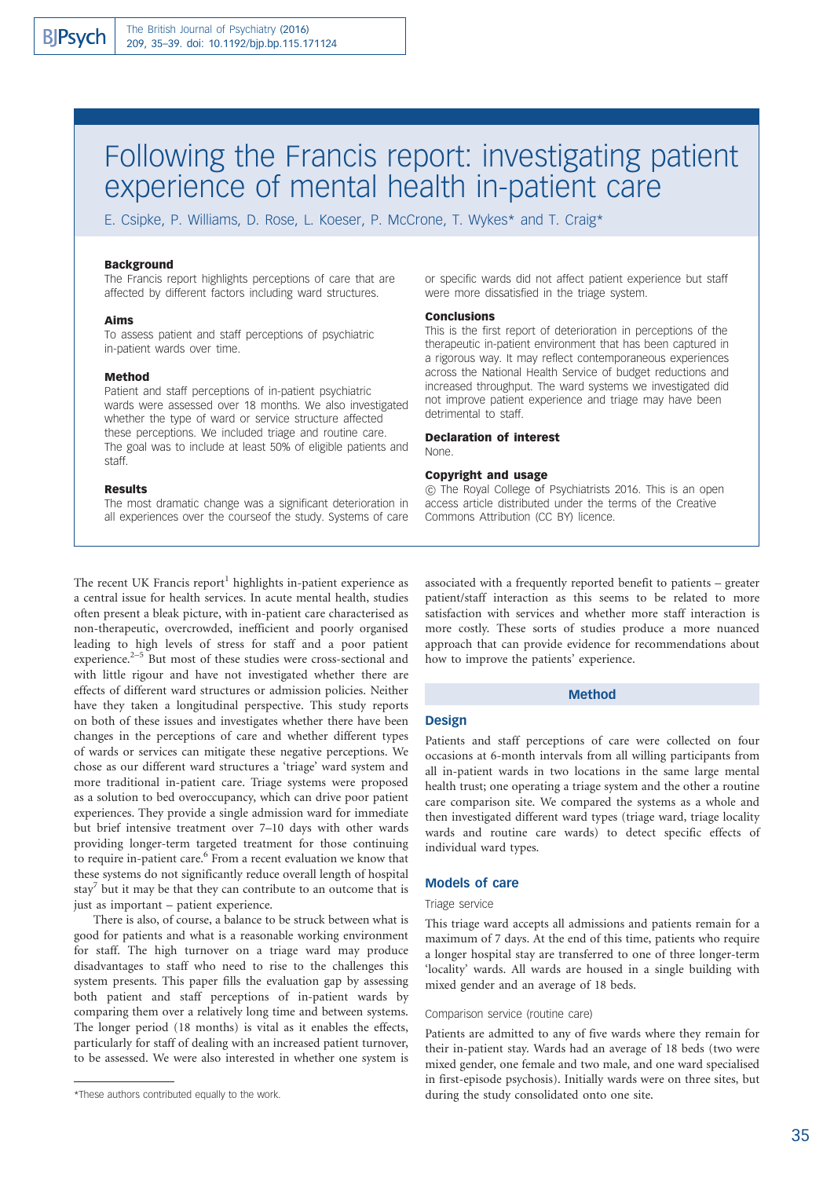# Following the Francis report: investigating patient experience of mental health in-patient care

E. Csipke, P. Williams, D. Rose, L. Koeser, P. McCrone, T. Wykes* and T. Craig*

### Background

The Francis report highlights perceptions of care that are affected by different factors including ward structures.

### Aims

To assess patient and staff perceptions of psychiatric in-patient wards over time.

### Method

Patient and staff perceptions of in-patient psychiatric wards were assessed over 18 months. We also investigated whether the type of ward or service structure affected these perceptions. We included triage and routine care. The goal was to include at least 50% of eligible patients and staff.

### Results

The most dramatic change was a significant deterioration in all experiences over the courseof the study. Systems of care or specific wards did not affect patient experience but staff were more dissatisfied in the triage system.

### Conclusions

This is the first report of deterioration in perceptions of the therapeutic in-patient environment that has been captured in a rigorous way. It may reflect contemporaneous experiences across the National Health Service of budget reductions and increased throughput. The ward systems we investigated did not improve patient experience and triage may have been detrimental to staff.

### Declaration of interest

None.

### Copyright and usage

© The Royal College of Psychiatrists 2016. This is an open access article distributed under the terms of the Creative Commons Attribution (CC BY) licence.

The recent UK Francis report[1] highlights in-patient experience as a central issue for health services. In acute mental health, studies often present a bleak picture, with in-patient care characterised as non-therapeutic, overcrowded, inefficient and poorly organised leading to high levels of stress for staff and a poor patient experience.[2–5] But most of these studies were cross-sectional and with little rigour and have not investigated whether there are effects of different ward structures or admission policies. Neither have they taken a longitudinal perspective. This study reports on both of these issues and investigates whether there have been changes in the perceptions of care and whether different types of wards or services can mitigate these negative perceptions. We chose as our different ward structures a 'triage' ward system and more traditional in-patient care. Triage systems were proposed as a solution to bed overoccupancy, which can drive poor patient experiences. They provide a single admission ward for immediate but brief intensive treatment over 7–10 days with other wards providing longer-term targeted treatment for those continuing to require in-patient care.[6] From a recent evaluation we know that these systems do not significantly reduce overall length of hospital stay[7] but it may be that they can contribute to an outcome that is just as important – patient experience.

There is also, of course, a balance to be struck between what is good for patients and what is a reasonable working environment for staff. The high turnover on a triage ward may produce disadvantages to staff who need to rise to the challenges this system presents. This paper fills the evaluation gap by assessing both patient and staff perceptions of in-patient wards by comparing them over a relatively long time and between systems. The longer period (18 months) is vital as it enables the effects, particularly for staff of dealing with an increased patient turnover, to be assessed. We were also interested in whether one system is associated with a frequently reported benefit to patients – greater patient/staff interaction as this seems to be related to more satisfaction with services and whether more staff interaction is more costly. These sorts of studies produce a more nuanced approach that can provide evidence for recommendations about how to improve the patients' experience.

*These authors contributed equally to the work.

## Method

### Design

Patients and staff perceptions of care were collected on four occasions at 6-month intervals from all willing participants from all in-patient wards in two locations in the same large mental health trust; one operating a triage system and the other a routine care comparison site. We compared the systems as a whole and then investigated different ward types (triage ward, triage locality wards and routine care wards) to detect specific effects of individual ward types.

### Models of care

#### Triage service

This triage ward accepts all admissions and patients remain for a maximum of 7 days. At the end of this time, patients who require a longer hospital stay are transferred to one of three longer-term 'locality' wards. All wards are housed in a single building with mixed gender and an average of 18 beds.

#### Comparison service (routine care)

Patients are admitted to any of five wards where they remain for their in-patient stay. Wards had an average of 18 beds (two were mixed gender, one female and two male, and one ward specialised in first-episode psychosis). Initially wards were on three sites, but during the study consolidated onto one site.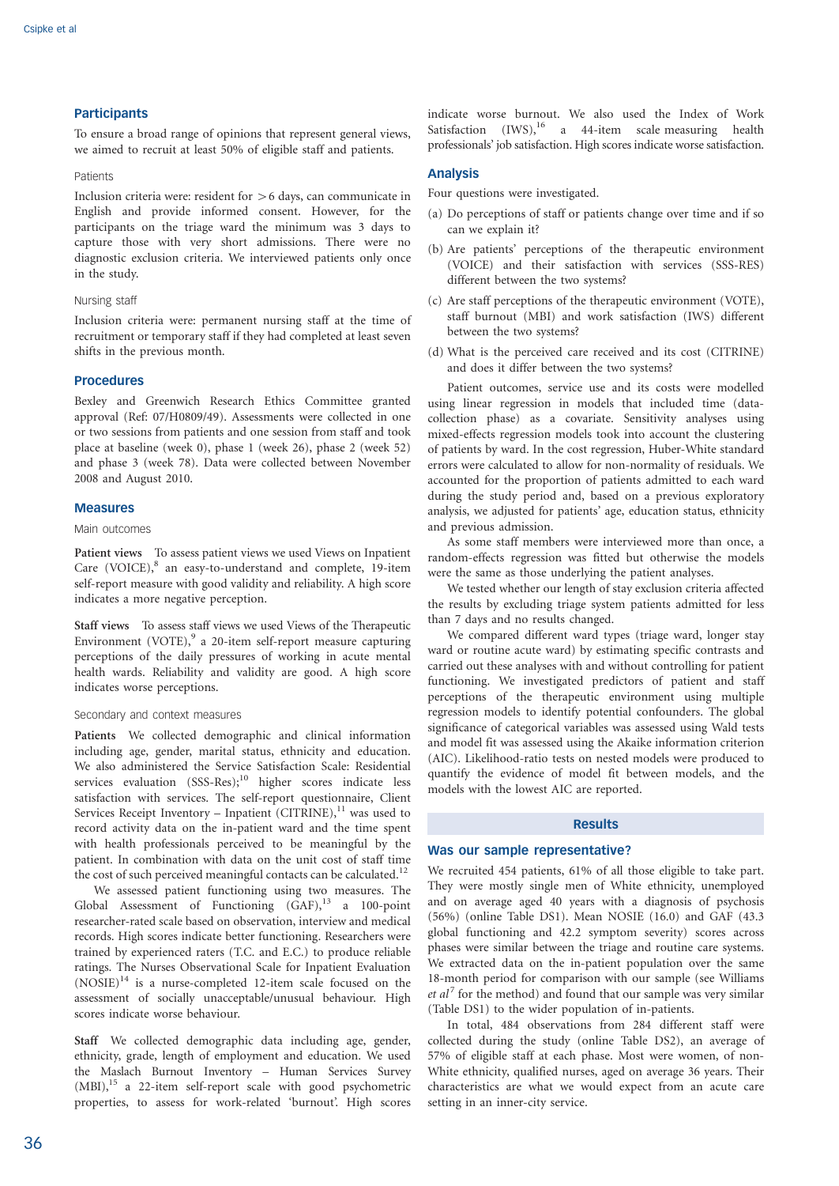## Participants

To ensure a broad range of opinions that represent general views, we aimed to recruit at least 50% of eligible staff and patients.

### Patients

Inclusion criteria were: resident for >6 days, can communicate in English and provide informed consent. However, for the participants on the triage ward the minimum was 3 days to capture those with very short admissions. There were no diagnostic exclusion criteria. We interviewed patients only once in the study.

### Nursing staff

Inclusion criteria were: permanent nursing staff at the time of recruitment or temporary staff if they had completed at least seven shifts in the previous month.

## Procedures

Bexley and Greenwich Research Ethics Committee granted approval (Ref: 07/H0809/49). Assessments were collected in one or two sessions from patients and one session from staff and took place at baseline (week 0), phase 1 (week 26), phase 2 (week 52) and phase 3 (week 78). Data were collected between November 2008 and August 2010.

## Measures

### Main outcomes

**Patient views** To assess patient views we used Views on Inpatient Care (VOICE),[8] an easy-to-understand and complete, 19-item self-report measure with good validity and reliability. A high score indicates a more negative perception.

**Staff views** To assess staff views we used Views of the Therapeutic Environment (VOTE),[9] a 20-item self-report measure capturing perceptions of the daily pressures of working in acute mental health wards. Reliability and validity are good. A high score indicates worse perceptions.

### Secondary and context measures

**Patients** We collected demographic and clinical information including age, gender, marital status, ethnicity and education. We also administered the Service Satisfaction Scale: Residential services evaluation (SSS-Res);[10] higher scores indicate less satisfaction with services. The self-report questionnaire, Client Services Receipt Inventory – Inpatient (CITRINE),[11] was used to record activity data on the in-patient ward and the time spent with health professionals perceived to be meaningful by the patient. In combination with data on the unit cost of staff time the cost of such perceived meaningful contacts can be calculated.[12]

We assessed patient functioning using two measures. The Global Assessment of Functioning (GAF),[13] a 100-point researcher-rated scale based on observation, interview and medical records. High scores indicate better functioning. Researchers were trained by experienced raters (T.C. and E.C.) to produce reliable ratings. The Nurses Observational Scale for Inpatient Evaluation (NOSIE)[14] is a nurse-completed 12-item scale focused on the assessment of socially unacceptable/unusual behaviour. High scores indicate worse behaviour.

**Staff** We collected demographic data including age, gender, ethnicity, grade, length of employment and education. We used the Maslach Burnout Inventory – Human Services Survey (MBI),[15] a 22-item self-report scale with good psychometric properties, to assess for work-related 'burnout'. High scores indicate worse burnout. We also used the Index of Work Satisfaction (IWS),[16] a 44-item scale measuring health professionals' job satisfaction. High scores indicate worse satisfaction.

## Analysis

Four questions were investigated.

(a) Do perceptions of staff or patients change over time and if so can we explain it?

(b) Are patients' perceptions of the therapeutic environment (VOICE) and their satisfaction with services (SSS-RES) different between the two systems?

(c) Are staff perceptions of the therapeutic environment (VOTE), staff burnout (MBI) and work satisfaction (IWS) different between the two systems?

(d) What is the perceived care received and its cost (CITRINE) and does it differ between the two systems?

Patient outcomes, service use and its costs were modelled using linear regression in models that included time (data-collection phase) as a covariate. Sensitivity analyses using mixed-effects regression models took into account the clustering of patients by ward. In the cost regression, Huber-White standard errors were calculated to allow for non-normality of residuals. We accounted for the proportion of patients admitted to each ward during the study period and, based on a previous exploratory analysis, we adjusted for patients' age, education status, ethnicity and previous admission.

As some staff members were interviewed more than once, a random-effects regression was fitted but otherwise the models were the same as those underlying the patient analyses.

We tested whether our length of stay exclusion criteria affected the results by excluding triage system patients admitted for less than 7 days and no results changed.

We compared different ward types (triage ward, longer stay ward or routine acute ward) by estimating specific contrasts and carried out these analyses with and without controlling for patient functioning. We investigated predictors of patient and staff perceptions of the therapeutic environment using multiple regression models to identify potential confounders. The global significance of categorical variables was assessed using Wald tests and model fit was assessed using the Akaike information criterion (AIC). Likelihood-ratio tests on nested models were produced to quantify the evidence of model fit between models, and the models with the lowest AIC are reported.

# Results

## Was our sample representative?

We recruited 454 patients, 61% of all those eligible to take part. They were mostly single men of White ethnicity, unemployed and on average aged 40 years with a diagnosis of psychosis (56%) (online Table DS1). Mean NOSIE (16.0) and GAF (43.3 global functioning and 42.2 symptom severity) scores across phases were similar between the triage and routine care systems. We extracted data on the in-patient population over the same 18-month period for comparison with our sample (see Williams *et al*[7] for the method) and found that our sample was very similar (Table DS1) to the wider population of in-patients.

In total, 484 observations from 284 different staff were collected during the study (online Table DS2), an average of 57% of eligible staff at each phase. Most were women, of non-White ethnicity, qualified nurses, aged on average 36 years. Their characteristics are what we would expect from an acute care setting in an inner-city service.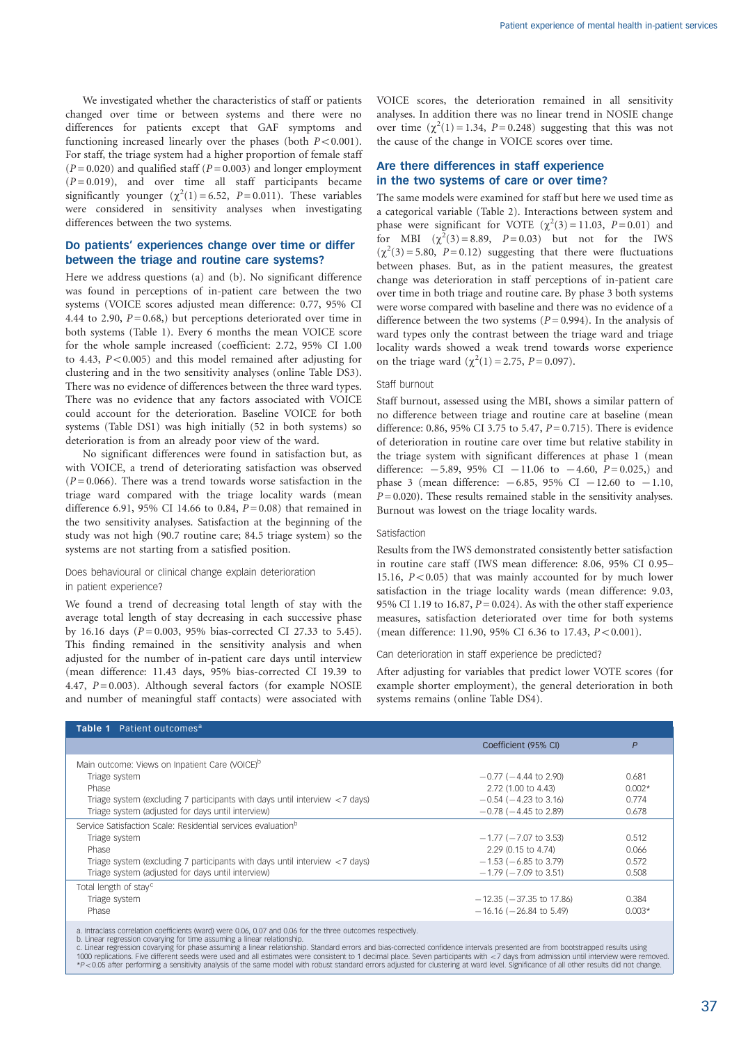We investigated whether the characteristics of staff or patients changed over time or between systems and there were no differences for patients except that GAF symptoms and functioning increased linearly over the phases (both $P<0.001$). For staff, the triage system had a higher proportion of female staff ($P=0.020$) and qualified staff ($P=0.003$) and longer employment ($P=0.019$), and over time all staff participants became significantly younger ($\chi^2(1)=6.52$, $P=0.011$). These variables were considered in sensitivity analyses when investigating differences between the two systems.

## Do patients' experiences change over time or differ between the triage and routine care systems?

Here we address questions (a) and (b). No significant difference was found in perceptions of in-patient care between the two systems (VOICE scores adjusted mean difference: 0.77, 95% CI 4.44 to 2.90, $P=0.68$,) but perceptions deteriorated over time in both systems (Table 1). Every 6 months the mean VOICE score for the whole sample increased (coefficient: 2.72, 95% CI 1.00 to 4.43, $P<0.005$) and this model remained after adjusting for clustering and in the two sensitivity analyses (online Table DS3). There was no evidence of differences between the three ward types. There was no evidence that any factors associated with VOICE could account for the deterioration. Baseline VOICE for both systems (Table DS1) was high initially (52 in both systems) so deterioration is from an already poor view of the ward.

No significant differences were found in satisfaction but, as with VOICE, a trend of deteriorating satisfaction was observed ($P=0.066$). There was a trend towards worse satisfaction in the triage ward compared with the triage locality wards (mean difference 6.91, 95% CI 14.66 to 0.84, $P=0.08$) that remained in the two sensitivity analyses. Satisfaction at the beginning of the study was not high (90.7 routine care; 84.5 triage system) so the systems are not starting from a satisfied position.

### Does behavioural or clinical change explain deterioration in patient experience?

We found a trend of decreasing total length of stay with the average total length of stay decreasing in each successive phase by 16.16 days ($P=0.003$, 95% bias-corrected CI 27.33 to 5.45). This finding remained in the sensitivity analysis and when adjusted for the number of in-patient care days until interview (mean difference: 11.43 days, 95% bias-corrected CI 19.39 to 4.47, $P=0.003$). Although several factors (for example NOSIE and number of meaningful staff contacts) were associated with VOICE scores, the deterioration remained in all sensitivity analyses. In addition there was no linear trend in NOSIE change over time ($\chi^2(1)=1.34$, $P=0.248$) suggesting that this was not the cause of the change in VOICE scores over time.

## Are there differences in staff experience in the two systems of care or over time?

The same models were examined for staff but here we used time as a categorical variable (Table 2). Interactions between system and phase were significant for VOTE ($\chi^2(3)=11.03$, $P=0.01$) and for MBI ($\chi^2(3)=8.89$, $P=0.03$) but not for the IWS ($\chi^2(3)=5.80$, $P=0.12$) suggesting that there were fluctuations between phases. But, as in the patient measures, the greatest change was deterioration in staff perceptions of in-patient care over time in both triage and routine care. By phase 3 both systems were worse compared with baseline and there was no evidence of a difference between the two systems ($P=0.994$). In the analysis of ward types only the contrast between the triage ward and triage locality wards showed a weak trend towards worse experience on the triage ward ($\chi^2(1)=2.75$, $P=0.097$).

### Staff burnout

Staff burnout, assessed using the MBI, shows a similar pattern of no difference between triage and routine care at baseline (mean difference: 0.86, 95% CI 3.75 to 5.47, $P=0.715$). There is evidence of deterioration in routine care over time but relative stability in the triage system with significant differences at phase 1 (mean difference: $-5.89$, 95% CI $-11.06$ to $-4.60$, $P=0.025$,) and phase 3 (mean difference: $-6.85$, 95% CI $-12.60$ to $-1.10$, $P=0.020$). These results remained stable in the sensitivity analyses. Burnout was lowest on the triage locality wards.

### Satisfaction

Results from the IWS demonstrated consistently better satisfaction in routine care staff (IWS mean difference: 8.06, 95% CI 0.95–15.16, $P<0.05$) that was mainly accounted for by much lower satisfaction in the triage locality wards (mean difference: 9.03, 95% CI 1.19 to 16.87, $P=0.024$). As with the other staff experience measures, satisfaction deteriorated over time for both systems (mean difference: 11.90, 95% CI 6.36 to 17.43, $P<0.001$).

### Can deterioration in staff experience be predicted?

After adjusting for variables that predict lower VOTE scores (for example shorter employment), the general deterioration in both systems remains (online Table DS4).

**Table 1** Patient outcomes[a]

| | Coefficient (95% CI) | $P$ |
|---|---|---|
| Main outcome: Views on Inpatient Care (VOICE)[b] | | |
| Triage system | $-0.77$ ($-4.44$ to 2.90) | 0.681 |
| Phase | 2.72 (1.00 to 4.43) | 0.002* |
| Triage system (excluding 7 participants with days until interview <7 days) | $-0.54$ ($-4.23$ to 3.16) | 0.774 |
| Triage system (adjusted for days until interview) | $-0.78$ ($-4.45$ to 2.89) | 0.678 |
| Service Satisfaction Scale: Residential services evaluation[b] | | |
| Triage system | $-1.77$ ($-7.07$ to 3.53) | 0.512 |
| Phase | 2.29 (0.15 to 4.74) | 0.066 |
| Triage system (excluding 7 participants with days until interview <7 days) | $-1.53$ ($-6.85$ to 3.79) | 0.572 |
| Triage system (adjusted for days until interview) | $-1.79$ ($-7.09$ to 3.51) | 0.508 |
| Total length of stay[c] | | |
| Triage system | $-12.35$ ($-37.35$ to 17.86) | 0.384 |
| Phase | $-16.16$ ($-26.84$ to 5.49) | 0.003* |

a. Intraclass correlation coefficients (ward) were 0.06, 0.07 and 0.06 for the three outcomes respectively.
b. Linear regression covarying for time assuming a linear relationship.
c. Linear regression covarying for phase assuming a linear relationship. Standard errors and bias-corrected confidence intervals presented are from bootstrapped results using 1000 replications. Five different seeds were used and all estimates were consistent to 1 decimal place. Seven participants with <7 days from admission until interview were removed.
*$P<0.05$ after performing a sensitivity analysis of the same model with robust standard errors adjusted for clustering at ward level. Significance of all other results did not change.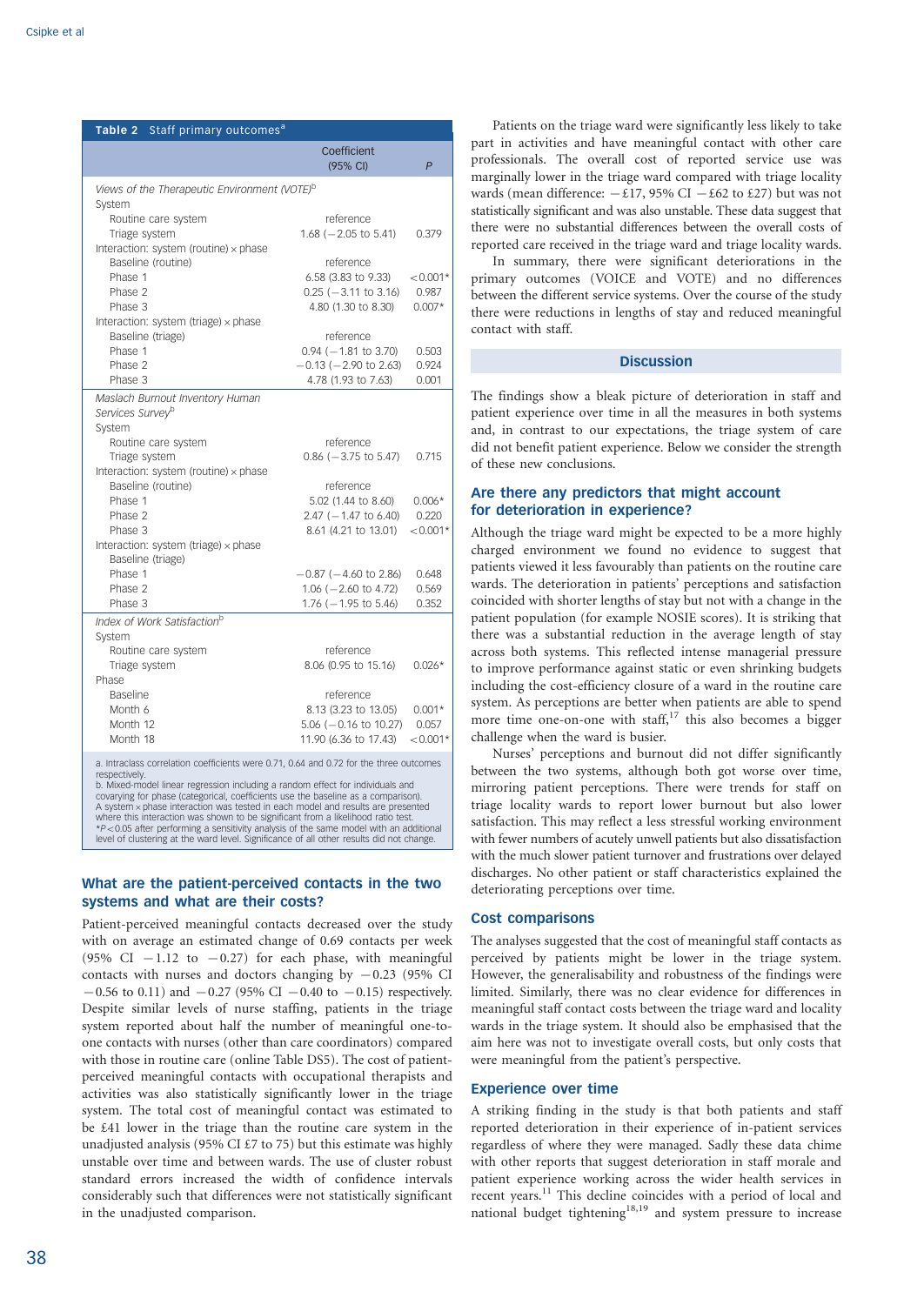**Table 2** Staff primary outcomes[a]

| | Coefficient (95% CI) | P |
|---|---|---|
| *Views of the Therapeutic Environment (VOTE)*[b] | | |
| System | | |
| Routine care system | reference | |
| Triage system | 1.68 (−2.05 to 5.41) | 0.379 |
| Interaction: system (routine) × phase | | |
| Baseline (routine) | reference | |
| Phase 1 | 6.58 (3.83 to 9.33) | <0.001* |
| Phase 2 | 0.25 (−3.11 to 3.16) | 0.987 |
| Phase 3 | 4.80 (1.30 to 8.30) | 0.007* |
| Interaction: system (triage) × phase | | |
| Baseline (triage) | reference | |
| Phase 1 | 0.94 (−1.81 to 3.70) | 0.503 |
| Phase 2 | −0.13 (−2.90 to 2.63) | 0.924 |
| Phase 3 | 4.78 (1.93 to 7.63) | 0.001 |
| *Maslach Burnout Inventory Human Services Survey*[b] | | |
| System | | |
| Routine care system | reference | |
| Triage system | 0.86 (−3.75 to 5.47) | 0.715 |
| Interaction: system (routine) × phase | | |
| Baseline (routine) | reference | |
| Phase 1 | 5.02 (1.44 to 8.60) | 0.006* |
| Phase 2 | 2.47 (−1.47 to 6.40) | 0.220 |
| Phase 3 | 8.61 (4.21 to 13.01) | <0.001* |
| Interaction: system (triage) × phase | | |
| Baseline (triage) | | |
| Phase 1 | −0.87 (−4.60 to 2.86) | 0.648 |
| Phase 2 | 1.06 (−2.60 to 4.72) | 0.569 |
| Phase 3 | 1.76 (−1.95 to 5.46) | 0.352 |
| *Index of Work Satisfaction*[b] | | |
| System | | |
| Routine care system | reference | |
| Triage system | 8.06 (0.95 to 15.16) | 0.026* |
| Phase | | |
| Baseline | reference | |
| Month 6 | 8.13 (3.23 to 13.05) | 0.001* |
| Month 12 | 5.06 (−0.16 to 10.27) | 0.057 |
| Month 18 | 11.90 (6.36 to 17.43) | <0.001* |

a. Intraclass correlation coefficients were 0.71, 0.64 and 0.72 for the three outcomes respectively.
b. Mixed-model linear regression including a random effect for individuals and covarying for phase (categorical, coefficients use the baseline as a comparison). A system × phase interaction was tested in each model and results are presented where this interaction was shown to be significant from a likelihood ratio test.
*$P<0.05$ after performing a sensitivity analysis of the same model with an additional level of clustering at the ward level. Significance of all other results did not change.

### What are the patient-perceived contacts in the two systems and what are their costs?

Patient-perceived meaningful contacts decreased over the study with on average an estimated change of 0.69 contacts per week (95% CI −1.12 to −0.27) for each phase, with meaningful contacts with nurses and doctors changing by −0.23 (95% CI −0.56 to 0.11) and −0.27 (95% CI −0.40 to −0.15) respectively. Despite similar levels of nurse staffing, patients in the triage system reported about half the number of meaningful one-to-one contacts with nurses (other than care coordinators) compared with those in routine care (online Table DS5). The cost of patient-perceived meaningful contacts with occupational therapists and activities was also statistically significantly lower in the triage system. The total cost of meaningful contact was estimated to be £41 lower in the triage than the routine care system in the unadjusted analysis (95% CI £7 to 75) but this estimate was highly unstable over time and between wards. The use of cluster robust standard errors increased the width of confidence intervals considerably such that differences were not statistically significant in the unadjusted comparison.

Patients on the triage ward were significantly less likely to take part in activities and have meaningful contact with other care professionals. The overall cost of reported service use was marginally lower in the triage ward compared with triage locality wards (mean difference: −£17, 95% CI −£62 to £27) but was not statistically significant and was also unstable. These data suggest that there were no substantial differences between the overall costs of reported care received in the triage ward and triage locality wards.

In summary, there were significant deteriorations in the primary outcomes (VOICE and VOTE) and no differences between the different service systems. Over the course of the study there were reductions in lengths of stay and reduced meaningful contact with staff.

## Discussion

The findings show a bleak picture of deterioration in staff and patient experience over time in all the measures in both systems and, in contrast to our expectations, the triage system of care did not benefit patient experience. Below we consider the strength of these new conclusions.

### Are there any predictors that might account for deterioration in experience?

Although the triage ward might be expected to be a more highly charged environment we found no evidence to suggest that patients viewed it less favourably than patients on the routine care wards. The deterioration in patients' perceptions and satisfaction coincided with shorter lengths of stay but not with a change in the patient population (for example NOSIE scores). It is striking that there was a substantial reduction in the average length of stay across both systems. This reflected intense managerial pressure to improve performance against static or even shrinking budgets including the cost-efficiency closure of a ward in the routine care system. As perceptions are better when patients are able to spend more time one-on-one with staff,[17] this also becomes a bigger challenge when the ward is busier.

Nurses' perceptions and burnout did not differ significantly between the two systems, although both got worse over time, mirroring patient perceptions. There were trends for staff on triage locality wards to report lower burnout but also lower satisfaction. This may reflect a less stressful working environment with fewer numbers of acutely unwell patients but also dissatisfaction with the much slower patient turnover and frustrations over delayed discharges. No other patient or staff characteristics explained the deteriorating perceptions over time.

### Cost comparisons

The analyses suggested that the cost of meaningful staff contacts as perceived by patients might be lower in the triage system. However, the generalisability and robustness of the findings were limited. Similarly, there was no clear evidence for differences in meaningful staff contact costs between the triage ward and locality wards in the triage system. It should also be emphasised that the aim here was not to investigate overall costs, but only costs that were meaningful from the patient's perspective.

### Experience over time

A striking finding in the study is that both patients and staff reported deterioration in their experience of in-patient services regardless of where they were managed. Sadly these data chime with other reports that suggest deterioration in staff morale and patient experience working across the wider health services in recent years.[11] This decline coincides with a period of local and national budget tightening[18,19] and system pressure to increase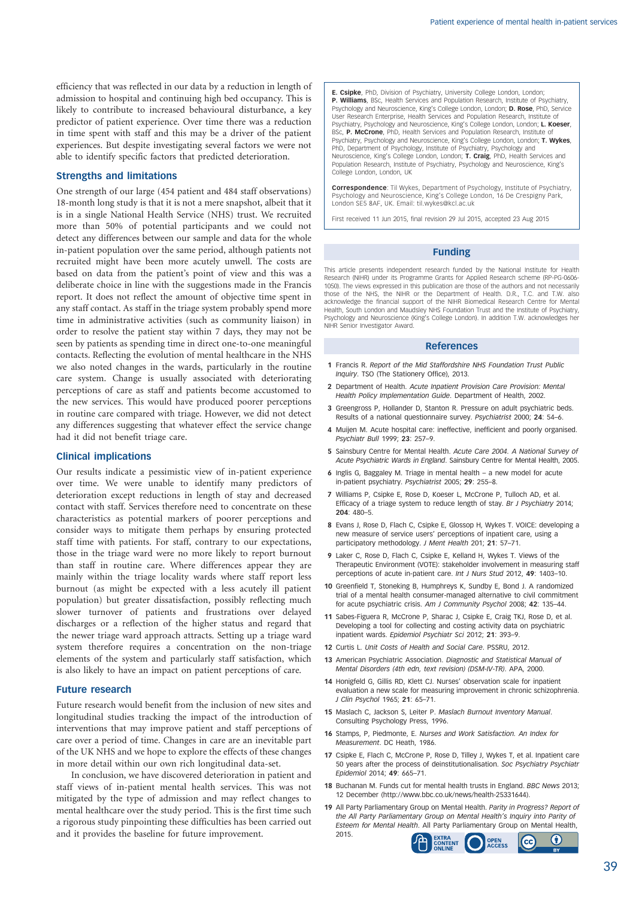efficiency that was reflected in our data by a reduction in length of admission to hospital and continuing high bed occupancy. This is likely to contribute to increased behavioural disturbance, a key predictor of patient experience. Over time there was a reduction in time spent with staff and this may be a driver of the patient experiences. But despite investigating several factors we were not able to identify specific factors that predicted deterioration.

### Strengths and limitations

One strength of our large (454 patient and 484 staff observations) 18-month long study is that it is not a mere snapshot, albeit that it is in a single National Health Service (NHS) trust. We recruited more than 50% of potential participants and we could not detect any differences between our sample and data for the whole in-patient population over the same period, although patients not recruited might have been more acutely unwell. The costs are based on data from the patient's point of view and this was a deliberate choice in line with the suggestions made in the Francis report. It does not reflect the amount of objective time spent in any staff contact. As staff in the triage system probably spend more time in administrative activities (such as community liaison) in order to resolve the patient stay within 7 days, they may not be seen by patients as spending time in direct one-to-one meaningful contacts. Reflecting the evolution of mental healthcare in the NHS we also noted changes in the wards, particularly in the routine care system. Change is usually associated with deteriorating perceptions of care as staff and patients become accustomed to the new services. This would have produced poorer perceptions in routine care compared with triage. However, we did not detect any differences suggesting that whatever effect the service change had it did not benefit triage care.

### Clinical implications

Our results indicate a pessimistic view of in-patient experience over time. We were unable to identify many predictors of deterioration except reductions in length of stay and decreased contact with staff. Services therefore need to concentrate on these characteristics as potential markers of poorer perceptions and consider ways to mitigate them perhaps by ensuring protected staff time with patients. For staff, contrary to our expectations, those in the triage ward were no more likely to report burnout than staff in routine care. Where differences appear they are mainly within the triage locality wards where staff report less burnout (as might be expected with a less acutely ill patient population) but greater dissatisfaction, possibly reflecting much slower turnover of patients and frustrations over delayed discharges or a reflection of the higher status and regard that the newer triage ward approach attracts. Setting up a triage ward system therefore requires a concentration on the non-triage elements of the system and particularly staff satisfaction, which is also likely to have an impact on patient perceptions of care.

### Future research

Future research would benefit from the inclusion of new sites and longitudinal studies tracking the impact of the introduction of interventions that may improve patient and staff perceptions of care over a period of time. Changes in care are an inevitable part of the UK NHS and we hope to explore the effects of these changes in more detail within our own rich longitudinal data-set.

In conclusion, we have discovered deterioration in patient and staff views of in-patient mental health services. This was not mitigated by the type of admission and may reflect changes to mental healthcare over the study period. This is the first time such a rigorous study pinpointing these difficulties has been carried out and it provides the baseline for future improvement.

**E. Csipke**, PhD, Division of Psychiatry, University College London, London; **P. Williams**, BSc, Health Services and Population Research, Institute of Psychiatry, Psychology and Neuroscience, King's College London, London; **D. Rose**, PhD, Service User Research Enterprise, Health Services and Population Research, Institute of Psychiatry, Psychology and Neuroscience, King's College London, London; **L. Koeser**, BSc, **P. McCrone**, PhD, Health Services and Population Research, Institute of Psychiatry, Psychology and Neuroscience, King's College London, London; **T. Wykes**, PhD, Department of Psychology, Institute of Psychiatry, Psychology and Neuroscience, King's College London, London; **T. Craig**, PhD, Health Services and Population Research, Institute of Psychiatry, Psychology and Neuroscience (King's College London, London, UK

**Correspondence**: Til Wykes, Department of Psychology, Institute of Psychiatry, Psychology and Neuroscience, King's College London, 16 De Crespigny Park, London SE5 8AF, UK. Email: til.wykes@kcl.ac.uk

First received 11 Jun 2015, final revision 29 Jul 2015, accepted 23 Aug 2015

## Funding

This article presents independent research funded by the National Institute for Health Research (NIHR) under its Programme Grants for Applied Research scheme (RP-PG-0606-1050). The views expressed in this publication are those of the authors and not necessarily those of the NHS, the NIHR or the Department of Health. D.R., T.C. and T.W. also acknowledge the financial support of the NIHR Biomedical Research Centre for Mental Health, South London and Maudsley NHS Foundation Trust and the Institute of Psychiatry, Psychology and Neuroscience (King's College London). In addition T.W. acknowledges her NIHR Senior Investigator Award.

## References

1. Francis R. *Report of the Mid Staffordshire NHS Foundation Trust Public Inquiry*. TSO (The Stationery Office), 2013.
2. Department of Health. *Acute Inpatient Provision Care Provision: Mental Health Policy Implementation Guide*. Department of Health, 2002.
3. Greengross P, Hollander D, Stanton R. Pressure on adult psychiatric beds. Results of a national questionnaire survey. *Psychiatrist* 2000; **24**: 54–6.
4. Muijen M. Acute hospital care: ineffective, inefficient and poorly organised. *Psychiatr Bull* 1999; **23**: 257–9.
5. Sainsbury Centre for Mental Health. *Acute Care 2004. A National Survey of Acute Psychiatric Wards in England*. Sainsbury Centre for Mental Health, 2005.
6. Inglis G, Baggaley M. Triage in mental health – a new model for acute in-patient psychiatry. *Psychiatrist* 2005; **29**: 255–8.
7. Williams P, Csipke E, Rose D, Koeser L, McCrone P, Tulloch AD, et al. Efficacy of a triage system to reduce length of stay. *Br J Psychiatry* 2014; **204**: 480–5.
8. Evans J, Rose D, Flach C, Csipke E, Glossop H, Wykes T. VOICE: developing a new measure of service users' perceptions of inpatient care, using a participatory methodology. *J Ment Health* 201; **21**: 57–71.
9. Laker C, Rose D, Flach C, Csipke E, Kelland H, Wykes T. Views of the Therapeutic Environment (VOTE): stakeholder involvement in measuring staff perceptions of acute in-patient care. *Int J Nurs Stud* 2012, **49**: 1403–10.
10. Greenfield T, Stoneking B, Humphreys K, Sundby E, Bond J. A randomized trial of a mental health consumer-managed alternative to civil commitment for acute psychiatric crisis. *Am J Community Psychol* 2008; **42**: 135–44.
11. Sabes-Figuera R, McCrone P, Sharac J, Csipke E, Craig TKJ, Rose D, et al. Developing a tool for collecting and costing activity data on psychiatric inpatient wards. *Epidemiol Psychiatr Sci* 2012; **21**: 393–9.
12. Curtis L. *Unit Costs of Health and Social Care*. PSSRU, 2012.
13. American Psychiatric Association. *Diagnostic and Statistical Manual of Mental Disorders (4th edn, text revision) (DSM-IV-TR)*. APA, 2000.
14. Honigfeld G, Gillis RD, Klett CJ. Nurses' observation scale for inpatient evaluation a new scale for measuring improvement in chronic schizophrenia. *J Clin Psychol* 1965; **21**: 65–71.
15. Maslach C, Jackson S, Leiter P. *Maslach Burnout Inventory Manual*. Consulting Psychology Press, 1996.
16. Stamps, P, Piedmonte, E. *Nurses and Work Satisfaction. An Index for Measurement*. DC Heath, 1986.
17. Csipke E, Flach C, McCrone P, Rose D, Tilley J, Wykes T, et al. Inpatient care 50 years after the process of deinstitutionalisation. *Soc Psychiatry Psychiatr Epidemiol* 2014; **49**: 665–71.
18. Buchanan M. Funds cut for mental health trusts in England. *BBC News* 2013; 12 December (http://www.bbc.co.uk/news/health-25331644).
19. All Party Parliamentary Group on Mental Health. *Parity in Progress? Report of the All Party Parliamentary Group on Mental Health's Inquiry into Parity of Esteem for Mental Health*. All Party Parliamentary Group on Mental Health, 2015.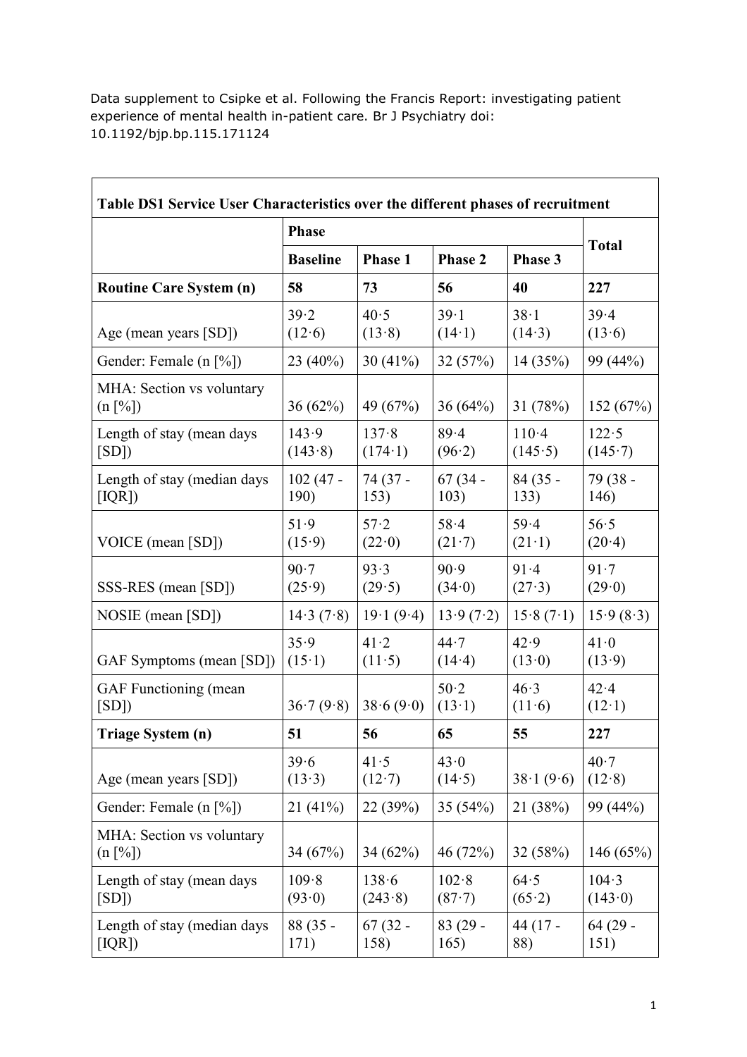Data supplement to Csipke et al. Following the Francis Report: investigating patient experience of mental health in-patient care. Br J Psychiatry doi: 10.1192/bjp.bp.115.171124

| Table DS1 Service User Characteristics over the different phases of recruitment | | | | | |
|---|---|---|---|---|---|
| | Phase | | | | Total |
| | Baseline | Phase 1 | Phase 2 | Phase 3 | |
| **Routine Care System (n)** | **58** | **73** | **56** | **40** | **227** |
| Age (mean years [SD]) | 39·2 (12·6) | 40·5 (13·8) | 39·1 (14·1) | 38·1 (14·3) | 39·4 (13·6) |
| Gender: Female (n [%]) | 23 (40%) | 30 (41%) | 32 (57%) | 14 (35%) | 99 (44%) |
| MHA: Section vs voluntary (n [%]) | 36 (62%) | 49 (67%) | 36 (64%) | 31 (78%) | 152 (67%) |
| Length of stay (mean days [SD]) | 143·9 (143·8) | 137·8 (174·1) | 89·4 (96·2) | 110·4 (145·5) | 122·5 (145·7) |
| Length of stay (median days [IQR]) | 102 (47 - 190) | 74 (37 - 153) | 67 (34 - 103) | 84 (35 - 133) | 79 (38 - 146) |
| VOICE (mean [SD]) | 51·9 (15·9) | 57·2 (22·0) | 58·4 (21·7) | 59·4 (21·1) | 56·5 (20·4) |
| SSS-RES (mean [SD]) | 90·7 (25·9) | 93·3 (29·5) | 90·9 (34·0) | 91·4 (27·3) | 91·7 (29·0) |
| NOSIE (mean [SD]) | 14·3 (7·8) | 19·1 (9·4) | 13·9 (7·2) | 15·8 (7·1) | 15·9 (8·3) |
| GAF Symptoms (mean [SD]) | 35·9 (15·1) | 41·2 (11·5) | 44·7 (14·4) | 42·9 (13·0) | 41·0 (13·9) |
| GAF Functioning (mean [SD]) | 36·7 (9·8) | 38·6 (9·0) | 50·2 (13·1) | 46·3 (11·6) | 42·4 (12·1) |
| **Triage System (n)** | **51** | **56** | **65** | **55** | **227** |
| Age (mean years [SD]) | 39·6 (13·3) | 41·5 (12·7) | 43·0 (14·5) | 38·1 (9·6) | 40·7 (12·8) |
| Gender: Female (n [%]) | 21 (41%) | 22 (39%) | 35 (54%) | 21 (38%) | 99 (44%) |
| MHA: Section vs voluntary (n [%]) | 34 (67%) | 34 (62%) | 46 (72%) | 32 (58%) | 146 (65%) |
| Length of stay (mean days [SD]) | 109·8 (93·0) | 138·6 (243·8) | 102·8 (87·7) | 64·5 (65·2) | 104·3 (143·0) |
| Length of stay (median days [IQR]) | 88 (35 - 171) | 67 (32 - 158) | 83 (29 - 165) | 44 (17 - 88) | 64 (29 - 151) |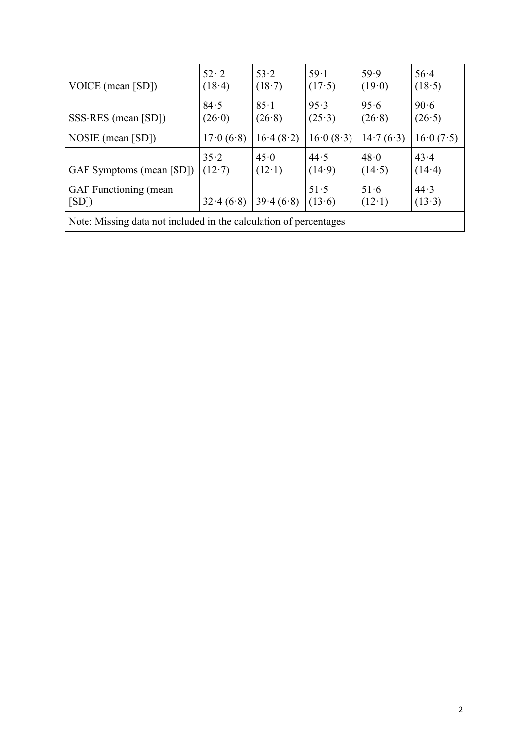| | | | | | |
|---|---|---|---|---|---|
| VOICE (mean [SD]) | 52·2 (18·4) | 53·2 (18·7) | 59·1 (17·5) | 59·9 (19·0) | 56·4 (18·5) |
| SSS-RES (mean [SD]) | 84·5 (26·0) | 85·1 (26·8) | 95·3 (25·3) | 95·6 (26·8) | 90·6 (26·5) |
| NOSIE (mean [SD]) | 17·0 (6·8) | 16·4 (8·2) | 16·0 (8·3) | 14·7 (6·3) | 16·0 (7·5) |
| GAF Symptoms (mean [SD]) | 35·2 (12·7) | 45·0 (12·1) | 44·5 (14·9) | 48·0 (14·5) | 43·4 (14·4) |
| GAF Functioning (mean [SD]) | 32·4 (6·8) | 39·4 (6·8) | 51·5 (13·6) | 51·6 (12·1) | 44·3 (13·3) |
| Note: Missing data not included in the calculation of percentages | | | | | |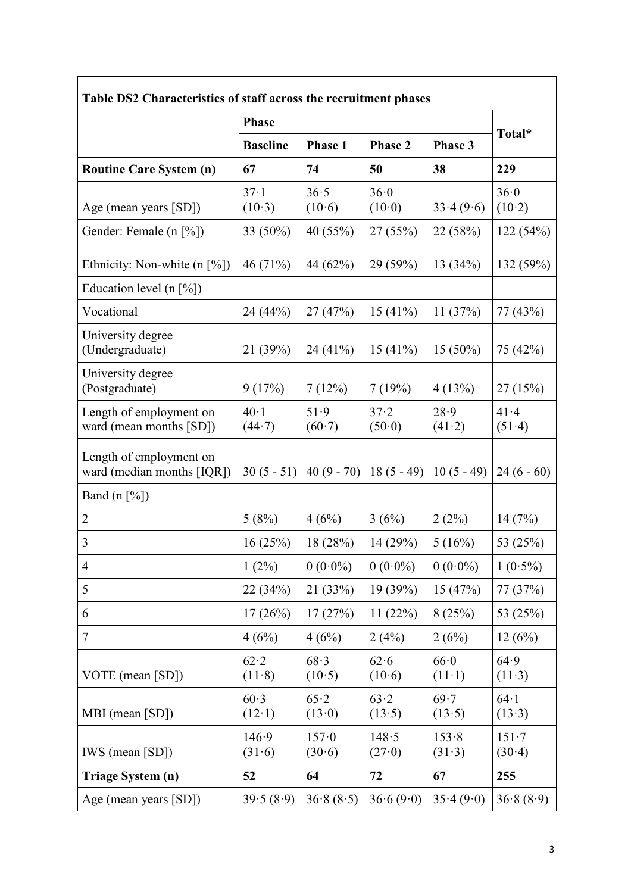| Table DS2 Characteristics of staff across the recruitment phases | | | | | |
|---|---|---|---|---|---|
| | **Phase** | | | | **Total*** |
| | **Baseline** | **Phase 1** | **Phase 2** | **Phase 3** | |
| **Routine Care System (n)** | **67** | **74** | **50** | **38** | **229** |
| Age (mean years [SD]) | 37·1 (10·3) | 36·5 (10·6) | 36·0 (10·0) | 33·4 (9·6) | 36·0 (10·2) |
| Gender: Female (n [%]) | 33 (50%) | 40 (55%) | 27 (55%) | 22 (58%) | 122 (54%) |
| Ethnicity: Non-white (n [%]) | 46 (71%) | 44 (62%) | 29 (59%) | 13 (34%) | 132 (59%) |
| Education level (n [%]) | | | | | |
| Vocational | 24 (44%) | 27 (47%) | 15 (41%) | 11 (37%) | 77 (43%) |
| University degree (Undergraduate) | 21 (39%) | 24 (41%) | 15 (41%) | 15 (50%) | 75 (42%) |
| University degree (Postgraduate) | 9 (17%) | 7 (12%) | 7 (19%) | 4 (13%) | 27 (15%) |
| Length of employment on ward (mean months [SD]) | 40·1 (44·7) | 51·9 (60·7) | 37·2 (50·0) | 28·9 (41·2) | 41·4 (51·4) |
| Length of employment on ward (median months [IQR]) | 30 (5 - 51) | 40 (9 - 70) | 18 (5 - 49) | 10 (5 - 49) | 24 (6 - 60) |
| Band (n [%]) | | | | | |
| 2 | 5 (8%) | 4 (6%) | 3 (6%) | 2 (2%) | 14 (7%) |
| 3 | 16 (25%) | 18 (28%) | 14 (29%) | 5 (16%) | 53 (25%) |
| 4 | 1 (2%) | 0 (0·0%) | 0 (0·0%) | 0 (0·0%) | 1 (0·5%) |
| 5 | 22 (34%) | 21 (33%) | 19 (39%) | 15 (47%) | 77 (37%) |
| 6 | 17 (26%) | 17 (27%) | 11 (22%) | 8 (25%) | 53 (25%) |
| 7 | 4 (6%) | 4 (6%) | 2 (4%) | 2 (6%) | 12 (6%) |
| VOTE (mean [SD]) | 62·2 (11·8) | 68·3 (10·5) | 62·6 (10·6) | 66·0 (11·1) | 64·9 (11·3) |
| MBI (mean [SD]) | 60·3 (12·1) | 65·2 (13·0) | 63·2 (13·5) | 69·7 (13·5) | 64·1 (13·3) |
| IWS (mean [SD]) | 146·9 (31·6) | 157·0 (30·6) | 148·5 (27·0) | 153·8 (31·3) | 151·7 (30·4) |
| **Triage System (n)** | **52** | **64** | **72** | **67** | **255** |
| Age (mean years [SD]) | 39·5 (8·9) | 36·8 (8·5) | 36·6 (9·0) | 35·4 (9·0) | 36·8 (8·9) |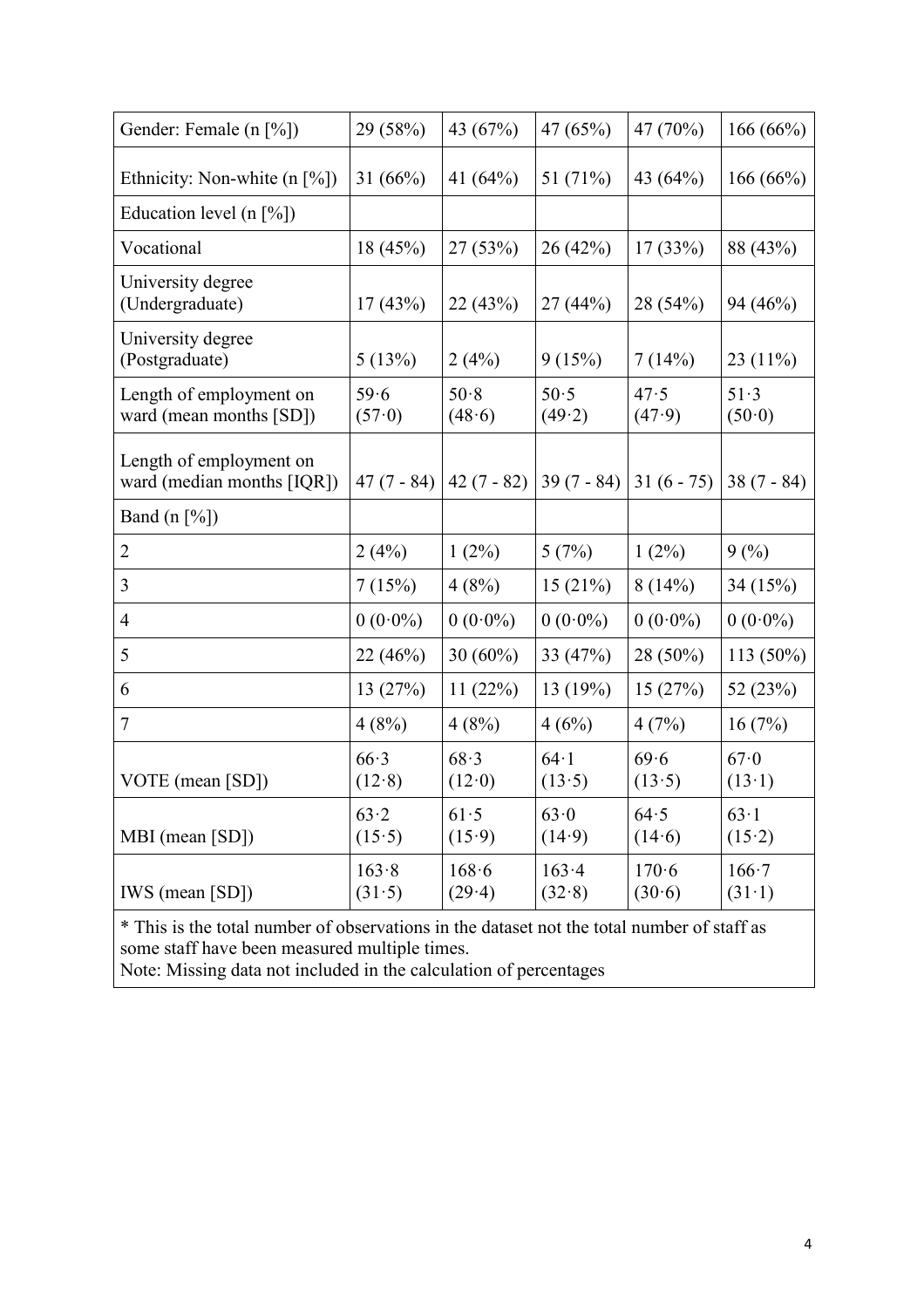| Gender: Female (n [%]) | 29 (58%) | 43 (67%) | 47 (65%) | 47 (70%) | 166 (66%) |
|---|---|---|---|---|---|
| Ethnicity: Non-white (n [%]) | 31 (66%) | 41 (64%) | 51 (71%) | 43 (64%) | 166 (66%) |
| Education level (n [%]) | | | | | |
| Vocational | 18 (45%) | 27 (53%) | 26 (42%) | 17 (33%) | 88 (43%) |
| University degree (Undergraduate) | 17 (43%) | 22 (43%) | 27 (44%) | 28 (54%) | 94 (46%) |
| University degree (Postgraduate) | 5 (13%) | 2 (4%) | 9 (15%) | 7 (14%) | 23 (11%) |
| Length of employment on ward (mean months [SD]) | 59·6 (57·0) | 50·8 (48·6) | 50·5 (49·2) | 47·5 (47·9) | 51·3 (50·0) |
| Length of employment on ward (median months [IQR]) | 47 (7 - 84) | 42 (7 - 82) | 39 (7 - 84) | 31 (6 - 75) | 38 (7 - 84) |
| Band (n [%]) | | | | | |
| 2 | 2 (4%) | 1 (2%) | 5 (7%) | 1 (2%) | 9 (%) |
| 3 | 7 (15%) | 4 (8%) | 15 (21%) | 8 (14%) | 34 (15%) |
| 4 | 0 (0·0%) | 0 (0·0%) | 0 (0·0%) | 0 (0·0%) | 0 (0·0%) |
| 5 | 22 (46%) | 30 (60%) | 33 (47%) | 28 (50%) | 113 (50%) |
| 6 | 13 (27%) | 11 (22%) | 13 (19%) | 15 (27%) | 52 (23%) |
| 7 | 4 (8%) | 4 (8%) | 4 (6%) | 4 (7%) | 16 (7%) |
| VOTE (mean [SD]) | 66·3 (12·8) | 68·3 (12·0) | 64·1 (13·5) | 69·6 (13·5) | 67·0 (13·1) |
| MBI (mean [SD]) | 63·2 (15·5) | 61·5 (15·9) | 63·0 (14·9) | 64·5 (14·6) | 63·1 (15·2) |
| IWS (mean [SD]) | 163·8 (31·5) | 168·6 (29·4) | 163·4 (32·8) | 170·6 (30·6) | 166·7 (31·1) |

* This is the total number of observations in the dataset not the total number of staff as some staff have been measured multiple times.
Note: Missing data not included in the calculation of percentages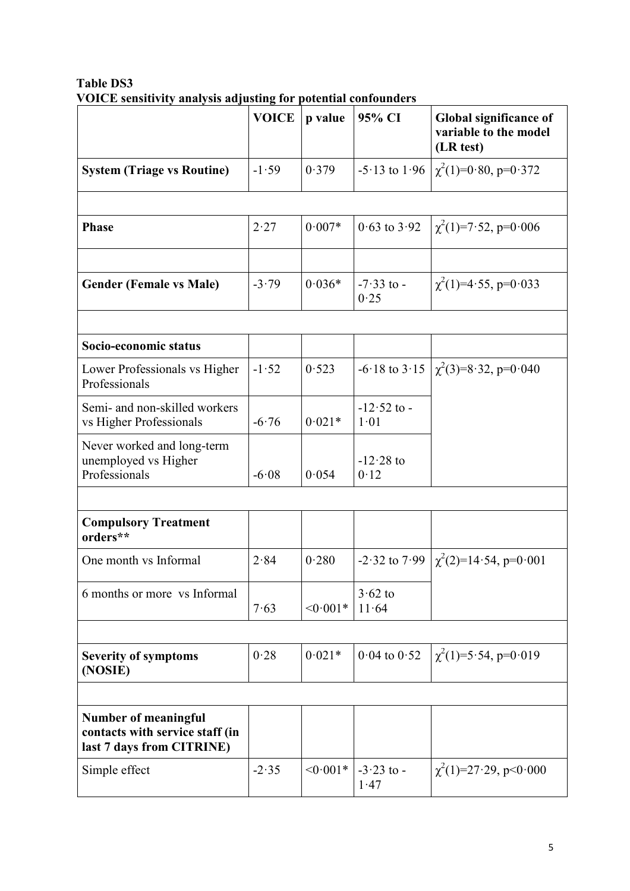**Table DS3**
**VOICE sensitivity analysis adjusting for potential confounders**

| | VOICE | p value | 95% CI | Global significance of variable to the model (LR test) |
|---|---|---|---|---|
| **System (Triage vs Routine)** | -1·59 | 0·379 | -5·13 to 1·96 | $\chi^2(1)$=0·80, p=0·372 |
| | | | | |
| **Phase** | 2·27 | 0·007* | 0·63 to 3·92 | $\chi^2(1)$=7·52, p=0·006 |
| | | | | |
| **Gender (Female vs Male)** | -3·79 | 0·036* | -7·33 to -0·25 | $\chi^2(1)$=4·55, p=0·033 |
| | | | | |
| **Socio-economic status** | | | | |
| Lower Professionals vs Higher Professionals | -1·52 | 0·523 | -6·18 to 3·15 | $\chi^2(3)$=8·32, p=0·040 |
| Semi- and non-skilled workers vs Higher Professionals | -6·76 | 0·021* | -12·52 to -1·01 | |
| Never worked and long-term unemployed vs Higher Professionals | -6·08 | 0·054 | -12·28 to 0·12 | |
| | | | | |
| **Compulsory Treatment orders**** | | | | |
| One month vs Informal | 2·84 | 0·280 | -2·32 to 7·99 | $\chi^2(2)$=14·54, p=0·001 |
| 6 months or more vs Informal | 7·63 | <0·001* | 3·62 to 11·64 | |
| | | | | |
| **Severity of symptoms (NOSIE)** | 0·28 | 0·021* | 0·04 to 0·52 | $\chi^2(1)$=5·54, p=0·019 |
| | | | | |
| **Number of meaningful contacts with service staff (in last 7 days from CITRINE)** | | | | |
| Simple effect | -2·35 | <0·001* | -3·23 to -1·47 | $\chi^2(1)$=27·29, p<0·000 |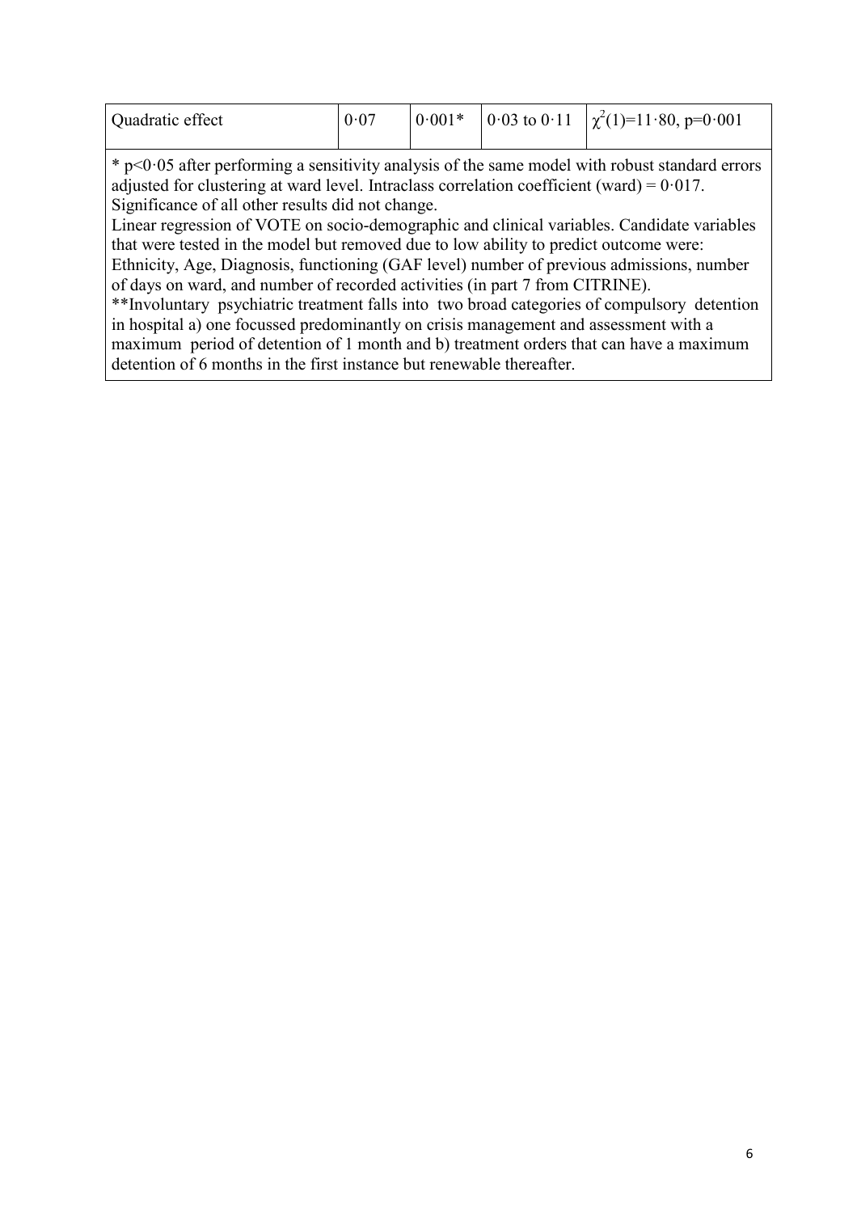| Quadratic effect | 0·07 | 0·001* | 0·03 to 0·11 | $\chi^2(1)$=11·80, p=0·001 |
|---|---|---|---|---|

\* p<0·05 after performing a sensitivity analysis of the same model with robust standard errors adjusted for clustering at ward level. Intraclass correlation coefficient (ward) = 0·017. Significance of all other results did not change.

Linear regression of VOTE on socio-demographic and clinical variables. Candidate variables that were tested in the model but removed due to low ability to predict outcome were: Ethnicity, Age, Diagnosis, functioning (GAF level) number of previous admissions, number of days on ward, and number of recorded activities (in part 7 from CITRINE).

\*\*Involuntary psychiatric treatment falls into two broad categories of compulsory detention in hospital a) one focussed predominantly on crisis management and assessment with a maximum period of detention of 1 month and b) treatment orders that can have a maximum detention of 6 months in the first instance but renewable thereafter.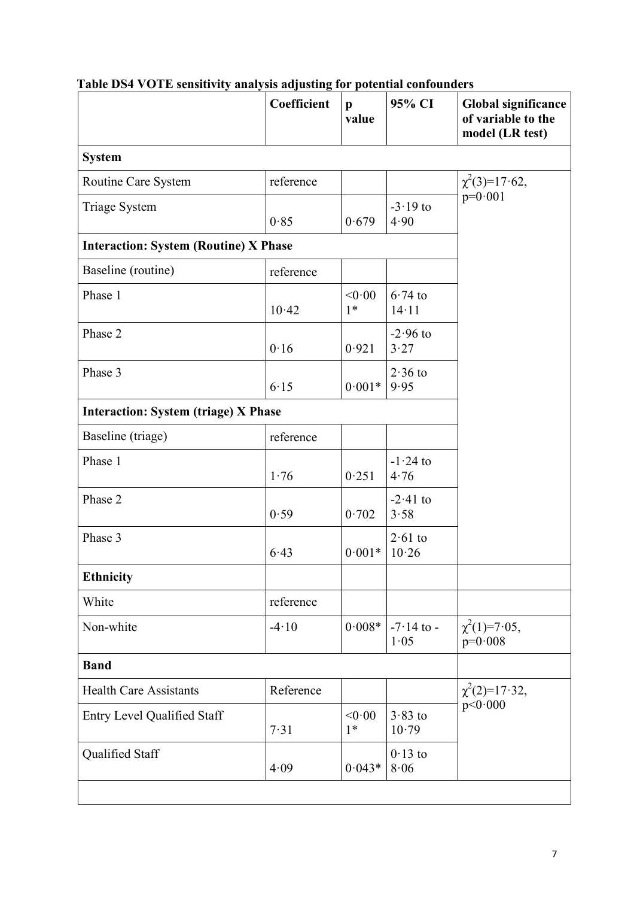**Table DS4 VOTE sensitivity analysis adjusting for potential confounders**

| | Coefficient | p value | 95% CI | Global significance of variable to the model (LR test) |
|---|---|---|---|---|
| **System** | | | | |
| Routine Care System | reference | | | $\chi^2(3)$=17·62, p=0·001 |
| Triage System | 0·85 | 0·679 | -3·19 to 4·90 | |
| **Interaction: System (Routine) X Phase** | | | | |
| Baseline (routine) | reference | | | |
| Phase 1 | 10·42 | <0·001* | 6·74 to 14·11 | |
| Phase 2 | 0·16 | 0·921 | -2·96 to 3·27 | |
| Phase 3 | 6·15 | 0·001* | 2·36 to 9·95 | |
| **Interaction: System (triage) X Phase** | | | | |
| Baseline (triage) | reference | | | |
| Phase 1 | 1·76 | 0·251 | -1·24 to 4·76 | |
| Phase 2 | 0·59 | 0·702 | -2·41 to 3·58 | |
| Phase 3 | 6·43 | 0·001* | 2·61 to 10·26 | |
| **Ethnicity** | | | | |
| White | reference | | | |
| Non-white | -4·10 | 0·008* | -7·14 to -1·05 | $\chi^2(1)$=7·05, p=0·008 |
| **Band** | | | | |
| Health Care Assistants | Reference | | | $\chi^2(2)$=17·32, p<0·000 |
| Entry Level Qualified Staff | 7·31 | <0·001* | 3·83 to 10·79 | |
| Qualified Staff | 4·09 | 0·043* | 0·13 to 8·06 | |
| | | | | |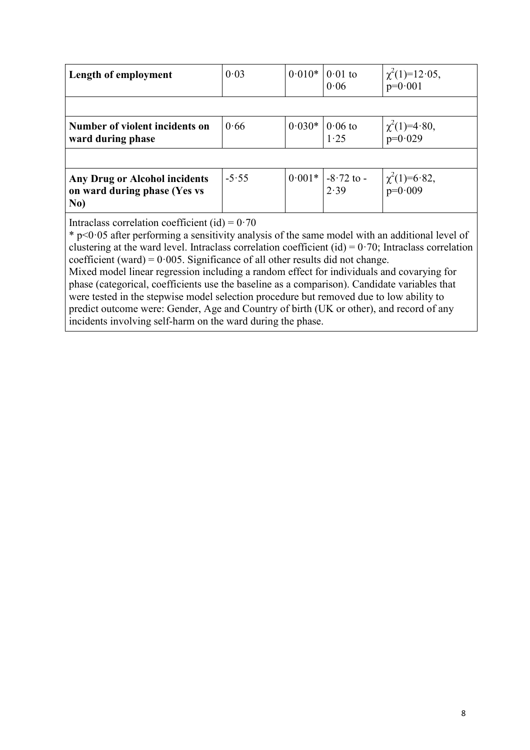| | | | | |
|---|---|---|---|---|
| **Length of employment** | 0·03 | 0·010* | 0·01 to 0·06 | $\chi^2(1)$=12·05, p=0·001 |
| | | | | |
| **Number of violent incidents on ward during phase** | 0·66 | 0·030* | 0·06 to 1·25 | $\chi^2(1)$=4·80, p=0·029 |
| | | | | |
| **Any Drug or Alcohol incidents on ward during phase (Yes vs No)** | -5·55 | 0·001* | -8·72 to -2·39 | $\chi^2(1)$=6·82, p=0·009 |

Intraclass correlation coefficient (id) = 0·70
* p<0·05 after performing a sensitivity analysis of the same model with an additional level of clustering at the ward level. Intraclass correlation coefficient (id) = 0·70; Intraclass correlation coefficient (ward) = 0·005. Significance of all other results did not change.
Mixed model linear regression including a random effect for individuals and covarying for phase (categorical, coefficients use the baseline as a comparison). Candidate variables that were tested in the stepwise model selection procedure but removed due to low ability to predict outcome were: Gender, Age and Country of birth (UK or other), and record of any incidents involving self-harm on the ward during the phase.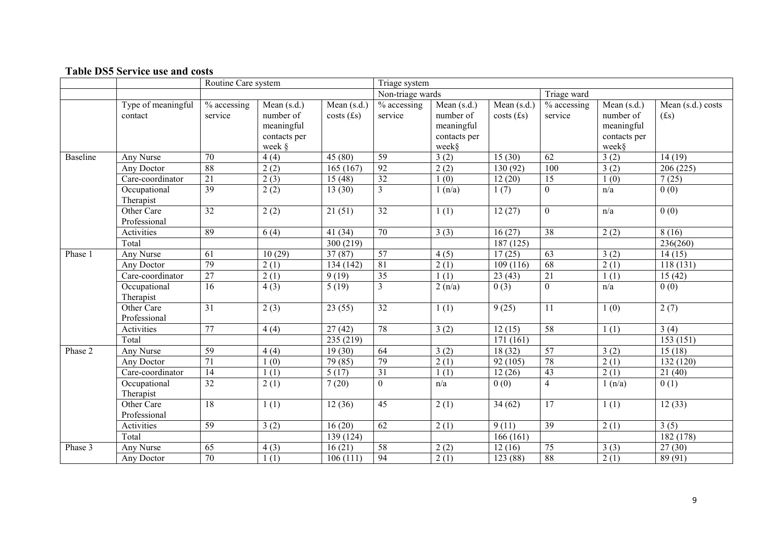**Table DS5 Service use and costs**

| | | Routine Care system | | | Triage system | | | | | |
|---|---|---|---|---|---|---|---|---|---|---|
| | | | | | Non-triage wards | | | Triage ward | | |
| | Type of meaningful contact | % accessing service | Mean (s.d.) number of meaningful contacts per week § | Mean (s.d.) costs (£s) | % accessing service | Mean (s.d.) number of meaningful contacts per week§ | Mean (s.d.) costs (£s) | % accessing service | Mean (s.d.) number of meaningful contacts per week§ | Mean (s.d.) costs (£s) |
| Baseline | Any Nurse | 70 | 4 (4) | 45 (80) | 59 | 3 (2) | 15 (30) | 62 | 3 (2) | 14 (19) |
| | Any Doctor | 88 | 2 (2) | 165 (167) | 92 | 2 (2) | 130 (92) | 100 | 3 (2) | 206 (225) |
| | Care-coordinator | 21 | 2 (3) | 15 (48) | 32 | 1 (0) | 12 (20) | 15 | 1 (0) | 7 (25) |
| | Occupational Therapist | 39 | 2 (2) | 13 (30) | 3 | 1 (n/a) | 1 (7) | 0 | n/a | 0 (0) |
| | Other Care Professional | 32 | 2 (2) | 21 (51) | 32 | 1 (1) | 12 (27) | 0 | n/a | 0 (0) |
| | Activities | 89 | 6 (4) | 41 (34) | 70 | 3 (3) | 16 (27) | 38 | 2 (2) | 8 (16) |
| | Total | | | 300 (219) | | | 187 (125) | | | 236(260) |
| Phase 1 | Any Nurse | 61 | 10 (29) | 37 (87) | 57 | 4 (5) | 17 (25) | 63 | 3 (2) | 14 (15) |
| | Any Doctor | 79 | 2 (1) | 134 (142) | 81 | 2 (1) | 109 (116) | 68 | 2 (1) | 118 (131) |
| | Care-coordinator | 27 | 2 (1) | 9 (19) | 35 | 1 (1) | 23 (43) | 21 | 1 (1) | 15 (42) |
| | Occupational Therapist | 16 | 4 (3) | 5 (19) | 3 | 2 (n/a) | 0 (3) | 0 | n/a | 0 (0) |
| | Other Care Professional | 31 | 2 (3) | 23 (55) | 32 | 1 (1) | 9 (25) | 11 | 1 (0) | 2 (7) |
| | Activities | 77 | 4 (4) | 27 (42) | 78 | 3 (2) | 12 (15) | 58 | 1 (1) | 3 (4) |
| | Total | | | 235 (219) | | | 171 (161) | | | 153 (151) |
| Phase 2 | Any Nurse | 59 | 4 (4) | 19 (30) | 64 | 3 (2) | 18 (32) | 57 | 3 (2) | 15 (18) |
| | Any Doctor | 71 | 1 (0) | 79 (85) | 79 | 2 (1) | 92 (105) | 78 | 2 (1) | 132 (120) |
| | Care-coordinator | 14 | 1 (1) | 5 (17) | 31 | 1 (1) | 12 (26) | 43 | 2 (1) | 21 (40) |
| | Occupational Therapist | 32 | 2 (1) | 7 (20) | 0 | n/a | 0 (0) | 4 | 1 (n/a) | 0 (1) |
| | Other Care Professional | 18 | 1 (1) | 12 (36) | 45 | 2 (1) | 34 (62) | 17 | 1 (1) | 12 (33) |
| | Activities | 59 | 3 (2) | 16 (20) | 62 | 2 (1) | 9 (11) | 39 | 2 (1) | 3 (5) |
| | Total | | | 139 (124) | | | 166 (161) | | | 182 (178) |
| Phase 3 | Any Nurse | 65 | 4 (3) | 16 (21) | 58 | 2 (2) | 12 (16) | 75 | 3 (3) | 27 (30) |
| | Any Doctor | 70 | 1 (1) | 106 (111) | 94 | 2 (1) | 123 (88) | 88 | 2 (1) | 89 (91) |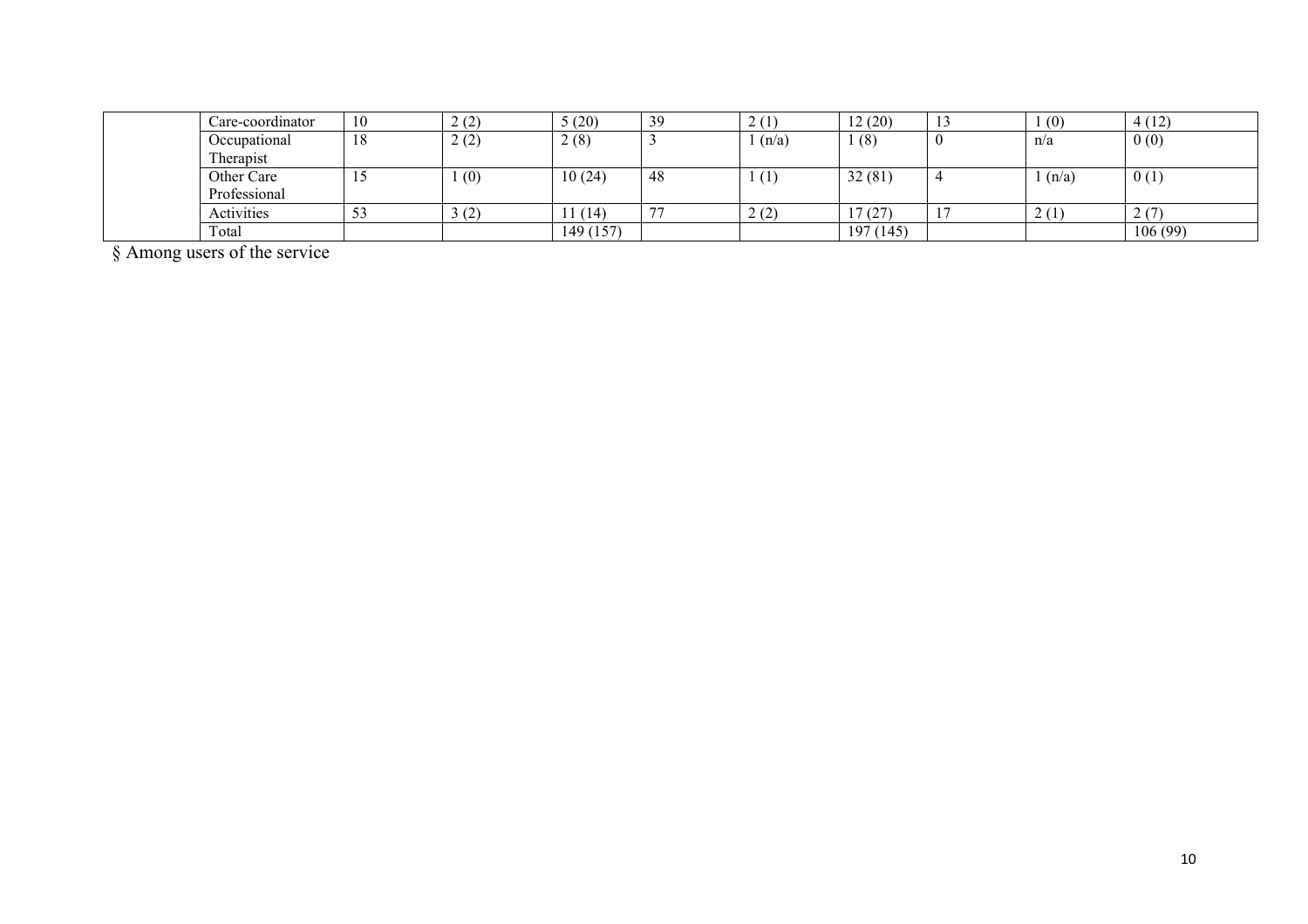|  |  |  |  |  |  |  |  |  |  |  |
|---|---|---|---|---|---|---|---|---|---|---|
|  | Care-coordinator | 10 | 2 (2) | 5 (20) | 39 | 2 (1) | 12 (20) | 13 | 1 (0) | 4 (12) |
|  | Occupational Therapist | 18 | 2 (2) | 2 (8) | 3 | 1 (n/a) | 1 (8) | 0 | n/a | 0 (0) |
|  | Other Care Professional | 15 | 1 (0) | 10 (24) | 48 | 1 (1) | 32 (81) | 4 | 1 (n/a) | 0 (1) |
|  | Activities | 53 | 3 (2) | 11 (14) | 77 | 2 (2) | 17 (27) | 17 | 2 (1) | 2 (7) |
|  | Total |  |  | 149 (157) |  |  | 197 (145) |  |  | 106 (99) |

§ Among users of the service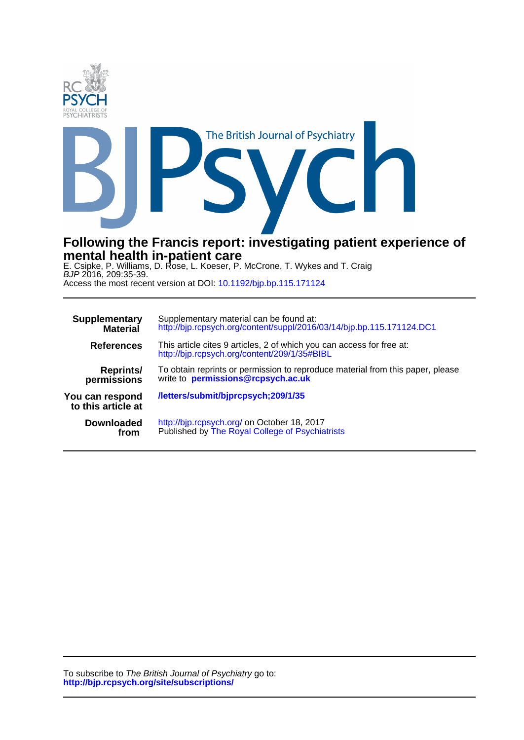# Following the Francis report: investigating patient experience of mental health in-patient care

E. Csipke, P. Williams, D. Rose, L. Koeser, P. McCrone, T. Wykes and T. Craig
*BJP* 2016, 209:35-39.
Access the most recent version at DOI: 10.1192/bjp.bp.115.171124

| | |
|---|---|
| **Supplementary Material** | Supplementary material can be found at: http://bjp.rcpsych.org/content/suppl/2016/03/14/bjp.bp.115.171124.DC1 |
| **References** | This article cites 9 articles, 2 of which you can access for free at: http://bjp.rcpsych.org/content/209/1/35#BIBL |
| **Reprints/ permissions** | To obtain reprints or permission to reproduce material from this paper, please write to **permissions@rcpsych.ac.uk** |
| **You can respond to this article at** | **/letters/submit/bjprcpsych;209/1/35** |
| **Downloaded from** | http://bjp.rcpsych.org/ on October 18, 2017 Published by The Royal College of Psychiatrists |

To subscribe to *The British Journal of Psychiatry* go to:
**http://bjp.rcpsych.org/site/subscriptions/**